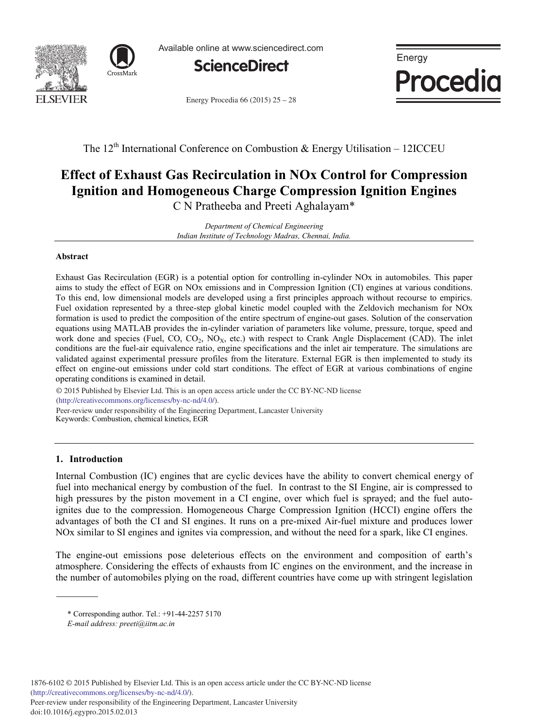The 12th International Conference on Combustion & Energy Utilisation – 12ICCEU

# Effect of Exhaust Gas Recirculation in NOx Control for Compression Ignition and Homogeneous Charge Compression Ignition Engines

C N Pratheeba and Preeti Aghalayam*

*Department of Chemical Engineering*
*Indian Institute of Technology Madras, Chennai, India.*

## Abstract

Exhaust Gas Recirculation (EGR) is a potential option for controlling in-cylinder NOx in automobiles. This paper aims to study the effect of EGR on NOx emissions and in Compression Ignition (CI) engines at various conditions. To this end, low dimensional models are developed using a first principles approach without recourse to empirics. Fuel oxidation represented by a three-step global kinetic model coupled with the Zeldovich mechanism for NOx formation is used to predict the composition of the entire spectrum of engine-out gases. Solution of the conservation equations using MATLAB provides the in-cylinder variation of parameters like volume, pressure, torque, speed and work done and species (Fuel, CO, $CO_2$, $NO_X$, etc.) with respect to Crank Angle Displacement (CAD). The inlet conditions are the fuel-air equivalence ratio, engine specifications and the inlet air temperature. The simulations are validated against experimental pressure profiles from the literature. External EGR is then implemented to study its effect on engine-out emissions under cold start conditions. The effect of EGR at various combinations of engine operating conditions is examined in detail.

© 2015 Published by Elsevier Ltd. This is an open access article under the CC BY-NC-ND license (http://creativecommons.org/licenses/by-nc-nd/4.0/).

Peer-review under responsibility of the Engineering Department, Lancaster University

Keywords: Combustion, chemical kinetics, EGR

## 1. Introduction

Internal Combustion (IC) engines that are cyclic devices have the ability to convert chemical energy of fuel into mechanical energy by combustion of the fuel. In contrast to the SI Engine, air is compressed to high pressures by the piston movement in a CI engine, over which fuel is sprayed; and the fuel auto-ignites due to the compression. Homogeneous Charge Compression Ignition (HCCI) engine offers the advantages of both the CI and SI engines. It runs on a pre-mixed Air-fuel mixture and produces lower NOx similar to SI engines and ignites via compression, and without the need for a spark, like CI engines.

The engine-out emissions pose deleterious effects on the environment and composition of earth's atmosphere. Considering the effects of exhausts from IC engines on the environment, and the increase in the number of automobiles plying on the road, different countries have come up with stringent legislation

---

\* Corresponding author. Tel.: +91-44-2257 5170
*E-mail address: preeti@iitm.ac.in*

1876-6102 © 2015 Published by Elsevier Ltd. This is an open access article under the CC BY-NC-ND license (http://creativecommons.org/licenses/by-nc-nd/4.0/).
Peer-review under responsibility of the Engineering Department, Lancaster University
doi:10.1016/j.egypro.2015.02.013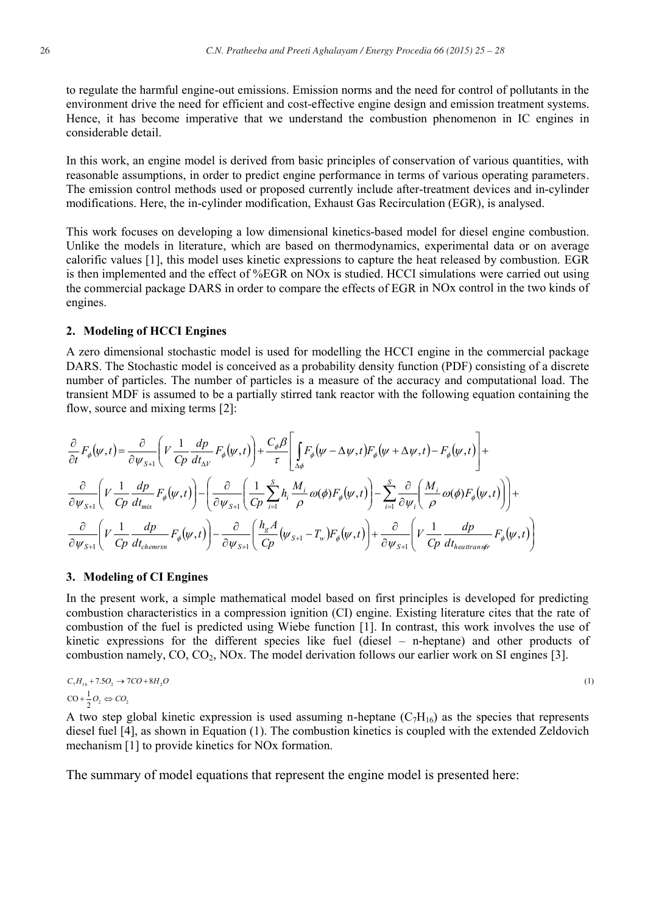to regulate the harmful engine-out emissions. Emission norms and the need for control of pollutants in the environment drive the need for efficient and cost-effective engine design and emission treatment systems. Hence, it has become imperative that we understand the combustion phenomenon in IC engines in considerable detail.

In this work, an engine model is derived from basic principles of conservation of various quantities, with reasonable assumptions, in order to predict engine performance in terms of various operating parameters. The emission control methods used or proposed currently include after-treatment devices and in-cylinder modifications. Here, the in-cylinder modification, Exhaust Gas Recirculation (EGR), is analysed.

This work focuses on developing a low dimensional kinetics-based model for diesel engine combustion. Unlike the models in literature, which are based on thermodynamics, experimental data or on average calorific values [1], this model uses kinetic expressions to capture the heat released by combustion. EGR is then implemented and the effect of %EGR on NOx is studied. HCCI simulations were carried out using the commercial package DARS in order to compare the effects of EGR in NOx control in the two kinds of engines.

## 2. Modeling of HCCI Engines

A zero dimensional stochastic model is used for modelling the HCCI engine in the commercial package DARS. The Stochastic model is conceived as a probability density function (PDF) consisting of a discrete number of particles. The number of particles is a measure of the accuracy and computational load. The transient MDF is assumed to be a partially stirred tank reactor with the following equation containing the flow, source and mixing terms [2]:

$$
\begin{aligned}
\frac{\partial}{\partial t}F_{\phi}(\psi,t) &= \frac{\partial}{\partial \psi_{S+1}}\left(V\frac{1}{Cp}\frac{dp}{dt_{\Delta V}}F_{\phi}(\psi,t)\right)+\frac{C_{\phi}\beta}{\tau}\left[\int_{\Delta\phi}F_{\phi}(\psi-\Delta\psi,t)F_{\phi}(\psi+\Delta\psi,t)-F_{\phi}(\psi,t)\right]+\\
&\frac{\partial}{\partial \psi_{S+1}}\left(V\frac{1}{Cp}\frac{dp}{dt_{mix}}F_{\phi}(\psi,t)\right)-\left(\frac{\partial}{\partial \psi_{S+1}}\left(\frac{1}{Cp}\sum_{i=1}^{S}h_i\frac{M_i}{\rho}\omega(\phi)F_{\phi}(\psi,t)\right)-\sum_{i=1}^{S}\frac{\partial}{\partial \psi_i}\left(\frac{M_i}{\rho}\omega(\phi)F_{\phi}(\psi,t)\right)\right)+\\
&\frac{\partial}{\partial \psi_{S+1}}\left(V\frac{1}{Cp}\frac{dp}{dt_{chemrxn}}F_{\phi}(\psi,t)\right)-\frac{\partial}{\partial \psi_{S+1}}\left(\frac{h_g A}{Cp}(\psi_{S+1}-T_w)F_{\phi}(\psi,t)\right)+\frac{\partial}{\partial \psi_{S+1}}\left(V\frac{1}{Cp}\frac{dp}{dt_{heattransfr}}F_{\phi}(\psi,t)\right)
\end{aligned}
$$

## 3. Modeling of CI Engines

In the present work, a simple mathematical model based on first principles is developed for predicting combustion characteristics in a compression ignition (CI) engine. Existing literature cites that the rate of combustion of the fuel is predicted using Wiebe function [1]. In contrast, this work involves the use of kinetic expressions for the different species like fuel (diesel – n-heptane) and other products of combustion namely, CO, $CO_2$, NOx. The model derivation follows our earlier work on SI engines [3].

$$
\begin{aligned}
&C_7H_{16} + 7.5O_2 \rightarrow 7CO + 8H_2O \\
&CO + \frac{1}{2}O_2 \Leftrightarrow CO_2
\end{aligned}
\tag{1}
$$

A two step global kinetic expression is used assuming n-heptane ($C_7H_{16}$) as the species that represents diesel fuel [4], as shown in Equation (1). The combustion kinetics is coupled with the extended Zeldovich mechanism [1] to provide kinetics for NOx formation.

The summary of model equations that represent the engine model is presented here: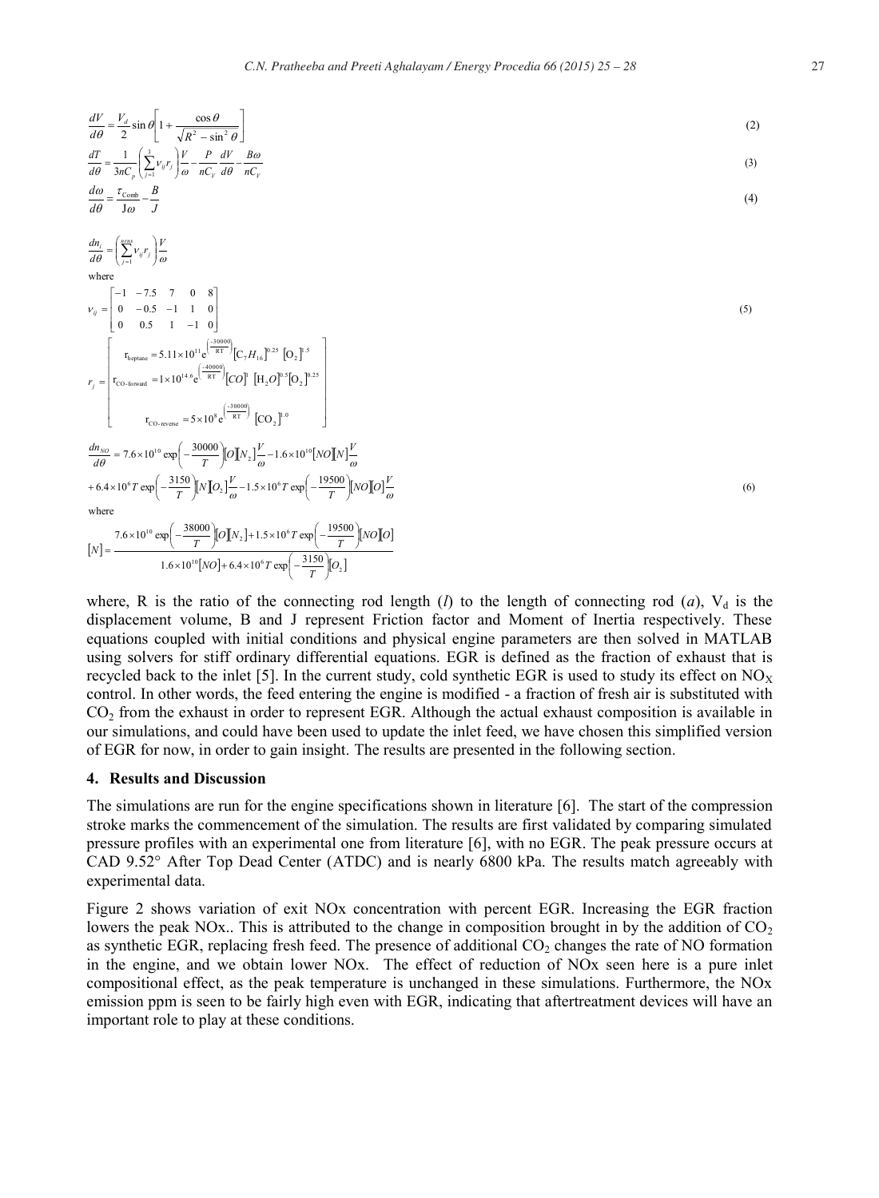$$\frac{dV}{d\theta} = \frac{V_d}{2}\sin\theta\left[1 + \frac{\cos\theta}{\sqrt{R^2 - \sin^2\theta}}\right] \tag{2}$$

$$\frac{dT}{d\theta} = \frac{1}{3nC_p}\left(\sum_{j=1}^{3}\nu_{ij}r_j\right)\frac{V}{\omega} - \frac{P}{nC_V}\frac{dV}{d\theta} - \frac{B\omega}{nC_V} \tag{3}$$

$$\frac{d\omega}{d\theta} = \frac{\tau_{\text{Comb}}}{J\omega} - \frac{B}{J} \tag{4}$$

$$\frac{dn_i}{d\theta} = \left(\sum_{j=1}^{nrxn}\nu_{ij}r_j\right)\frac{V}{\omega}$$

where

$$\nu_{ij} = \begin{bmatrix} -1 & -7.5 & 7 & 0 & 8 \\ 0 & -0.5 & -1 & 1 & 0 \\ 0 & 0.5 & 1 & -1 & 0 \end{bmatrix} \tag{5}$$

$$r_j = \begin{bmatrix} r_{\text{heptane}} = 5.11\times10^{11} e^{\left(\frac{-30000}{RT}\right)}[C_7H_{16}]^{0.25}[O_2]^{1.5} \\ r_{\text{CO-forward}} = 1\times10^{14.6} e^{\left(\frac{-40000}{RT}\right)}[CO]^{1}[H_2O]^{0.5}[O_2]^{0.25} \\ r_{\text{CO-reverse}} = 5\times10^{8} e^{\left(\frac{-30000}{RT}\right)}[CO_2]^{1.0} \end{bmatrix}$$

$$\frac{dn_{NO}}{d\theta} = 7.6\times10^{10}\exp\left(-\frac{30000}{T}\right)[O][N_2]\frac{V}{\omega} - 1.6\times10^{10}[NO][N]\frac{V}{\omega}$$
$$+ 6.4\times10^{6}T\exp\left(-\frac{3150}{T}\right)[N][O_2]\frac{V}{\omega} - 1.5\times10^{6}T\exp\left(-\frac{19500}{T}\right)[NO][O]\frac{V}{\omega} \tag{6}$$

where

$$[N] = \frac{7.6\times10^{10}\exp\left(-\frac{38000}{T}\right)[O][N_2] + 1.5\times10^{6}T\exp\left(-\frac{19500}{T}\right)[NO][O]}{1.6\times10^{10}[NO] + 6.4\times10^{6}T\exp\left(-\frac{3150}{T}\right)[O_2]}$$

where, R is the ratio of the connecting rod length (*l*) to the length of connecting rod (*a*), $V_d$ is the displacement volume, B and J represent Friction factor and Moment of Inertia respectively. These equations coupled with initial conditions and physical engine parameters are then solved in MATLAB using solvers for stiff ordinary differential equations. EGR is defined as the fraction of exhaust that is recycled back to the inlet [5]. In the current study, cold synthetic EGR is used to study its effect on $NO_X$ control. In other words, the feed entering the engine is modified - a fraction of fresh air is substituted with $CO_2$ from the exhaust in order to represent EGR. Although the actual exhaust composition is available in our simulations, and could have been used to update the inlet feed, we have chosen this simplified version of EGR for now, in order to gain insight. The results are presented in the following section.

## 4. Results and Discussion

The simulations are run for the engine specifications shown in literature [6]. The start of the compression stroke marks the commencement of the simulation. The results are first validated by comparing simulated pressure profiles with an experimental one from literature [6], with no EGR. The peak pressure occurs at CAD 9.52° After Top Dead Center (ATDC) and is nearly 6800 kPa. The results match agreeably with experimental data.

Figure 2 shows variation of exit NOx concentration with percent EGR. Increasing the EGR fraction lowers the peak NOx.. This is attributed to the change in composition brought in by the addition of $CO_2$ as synthetic EGR, replacing fresh feed. The presence of additional $CO_2$ changes the rate of NO formation in the engine, and we obtain lower NOx. The effect of reduction of NOx seen here is a pure inlet compositional effect, as the peak temperature is unchanged in these simulations. Furthermore, the NOx emission ppm is seen to be fairly high even with EGR, indicating that aftertreatment devices will have an important role to play at these conditions.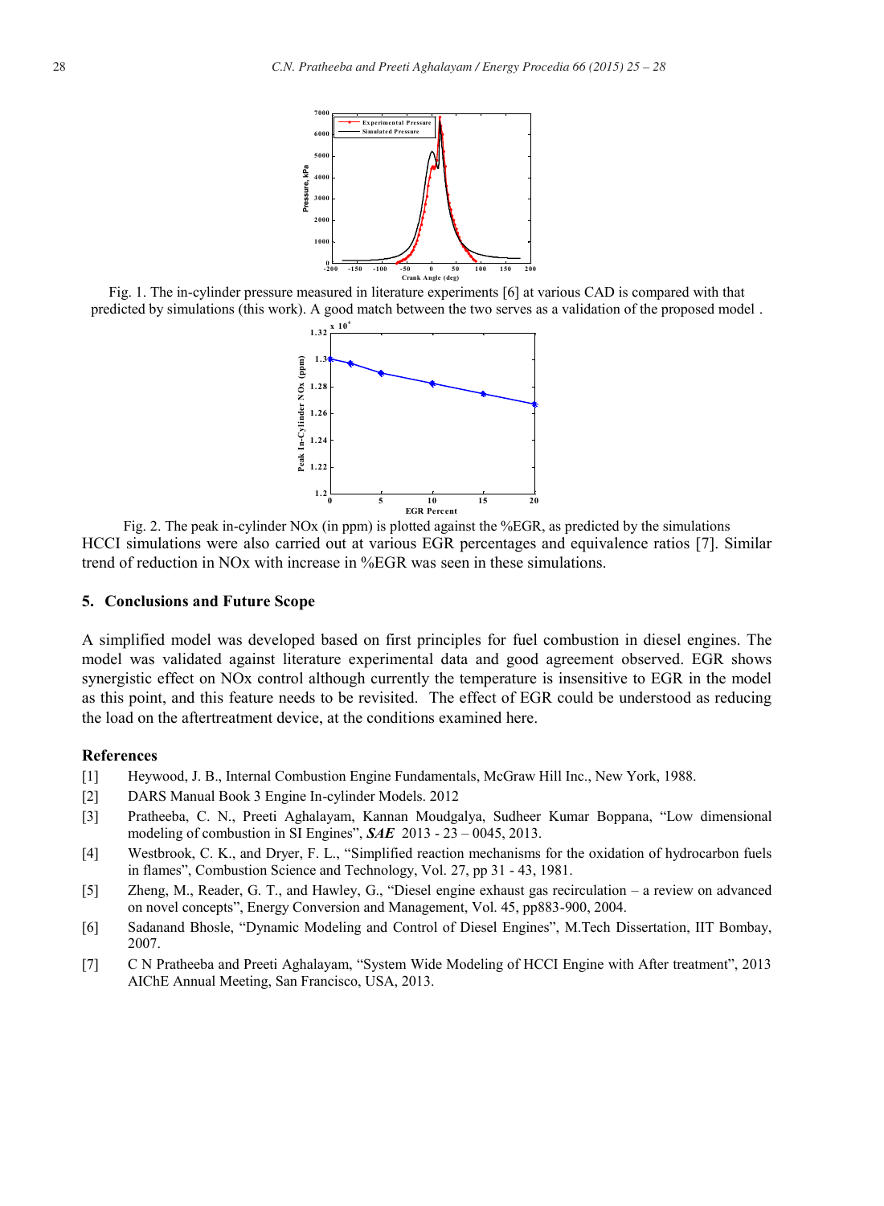7000
6000
5000
4000
3000
2000
1000
0
-200 -150 -100 -50 0 50 100 150 200
Crank Angle (deg)
Pressure, kPa
Experimental Pressure
Simulated Pressure

Fig. 1. The in-cylinder pressure measured in literature experiments [6] at various CAD is compared with that predicted by simulations (this work). A good match between the two serves as a validation of the proposed model .

x 10^4
1.32
1.3
1.28
1.26
1.24
1.22
1.2
0 5 10 15 20
EGR Percent
Peak In-Cylinder NOx (ppm)

Fig. 2. The peak in-cylinder NOx (in ppm) is plotted against the %EGR, as predicted by the simulations

HCCI simulations were also carried out at various EGR percentages and equivalence ratios [7]. Similar trend of reduction in NOx with increase in %EGR was seen in these simulations.

## 5. Conclusions and Future Scope

A simplified model was developed based on first principles for fuel combustion in diesel engines. The model was validated against literature experimental data and good agreement observed. EGR shows synergistic effect on NOx control although currently the temperature is insensitive to EGR in the model as this point, and this feature needs to be revisited. The effect of EGR could be understood as reducing the load on the aftertreatment device, at the conditions examined here.

## References

[1] Heywood, J. B., Internal Combustion Engine Fundamentals, McGraw Hill Inc., New York, 1988.

[2] DARS Manual Book 3 Engine In-cylinder Models. 2012

[3] Pratheeba, C. N., Preeti Aghalayam, Kannan Moudgalya, Sudheer Kumar Boppana, "Low dimensional modeling of combustion in SI Engines", ***SAE*** 2013 - 23 – 0045, 2013.

[4] Westbrook, C. K., and Dryer, F. L., "Simplified reaction mechanisms for the oxidation of hydrocarbon fuels in flames", Combustion Science and Technology, Vol. 27, pp 31 - 43, 1981.

[5] Zheng, M., Reader, G. T., and Hawley, G., "Diesel engine exhaust gas recirculation – a review on advanced on novel concepts", Energy Conversion and Management, Vol. 45, pp883-900, 2004.

[6] Sadanand Bhosle, "Dynamic Modeling and Control of Diesel Engines", M.Tech Dissertation, IIT Bombay, 2007.

[7] C N Pratheeba and Preeti Aghalayam, "System Wide Modeling of HCCI Engine with After treatment", 2013 AIChE Annual Meeting, San Francisco, USA, 2013.